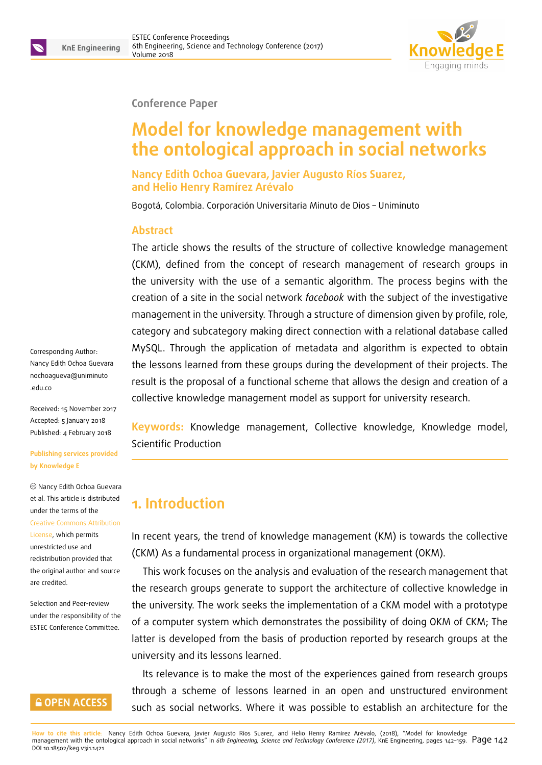Conference Paper

# Model for knowledge management with the ontological approach in social networks

**Nancy Edith Ochoa Guevara, Javier Augusto Ríos Suarez, and Helio Henry Ramírez Arévalo**

Bogotá, Colombia. Corporación Universitaria Minuto de Dios – Uniminuto

## Abstract

The article shows the results of the structure of collective knowledge management (CKM), defined from the concept of research management of research groups in the university with the use of a semantic algorithm. The process begins with the creation of a site in the social network *facebook* with the subject of the investigative management in the university. Through a structure of dimension given by profile, role, category and subcategory making direct connection with a relational database called MySQL. Through the application of metadata and algorithm is expected to obtain the lessons learned from these groups during the development of their projects. The result is the proposal of a functional scheme that allows the design and creation of a collective knowledge management model as support for university research.

**Keywords:** Knowledge management, Collective knowledge, Knowledge model, Scientific Production

Corresponding Author: Nancy Edith Ochoa Guevara nochoagueva@uniminuto.edu.co

Received: 15 November 2017
Accepted: 5 January 2018
Published: 4 February 2018

Publishing services provided by Knowledge E

© Nancy Edith Ochoa Guevara et al. This article is distributed under the terms of the Creative Commons Attribution License, which permits unrestricted use and redistribution provided that the original author and source are credited.

Selection and Peer-review under the responsibility of the ESTEC Conference Committee.

OPEN ACCESS

## 1. Introduction

In recent years, the trend of knowledge management (KM) is towards the collective (CKM) As a fundamental process in organizational management (OKM).

This work focuses on the analysis and evaluation of the research management that the research groups generate to support the architecture of collective knowledge in the university. The work seeks the implementation of a CKM model with a prototype of a computer system which demonstrates the possibility of doing OKM of CKM; The latter is developed from the basis of production reported by research groups at the university and its lessons learned.

Its relevance is to make the most of the experiences gained from research groups through a scheme of lessons learned in an open and unstructured environment such as social networks. Where it was possible to establish an architecture for the

How to cite this article: Nancy Edith Ochoa Guevara, Javier Augusto Ríos Suarez, and Helio Henry Ramírez Arévalo, (2018), "Model for knowledge management with the ontological approach in social networks" in *6th Engineering, Science and Technology Conference (2017)*, KnE Engineering, pages 142–159. DOI 10.18502/keg.v3i1.1421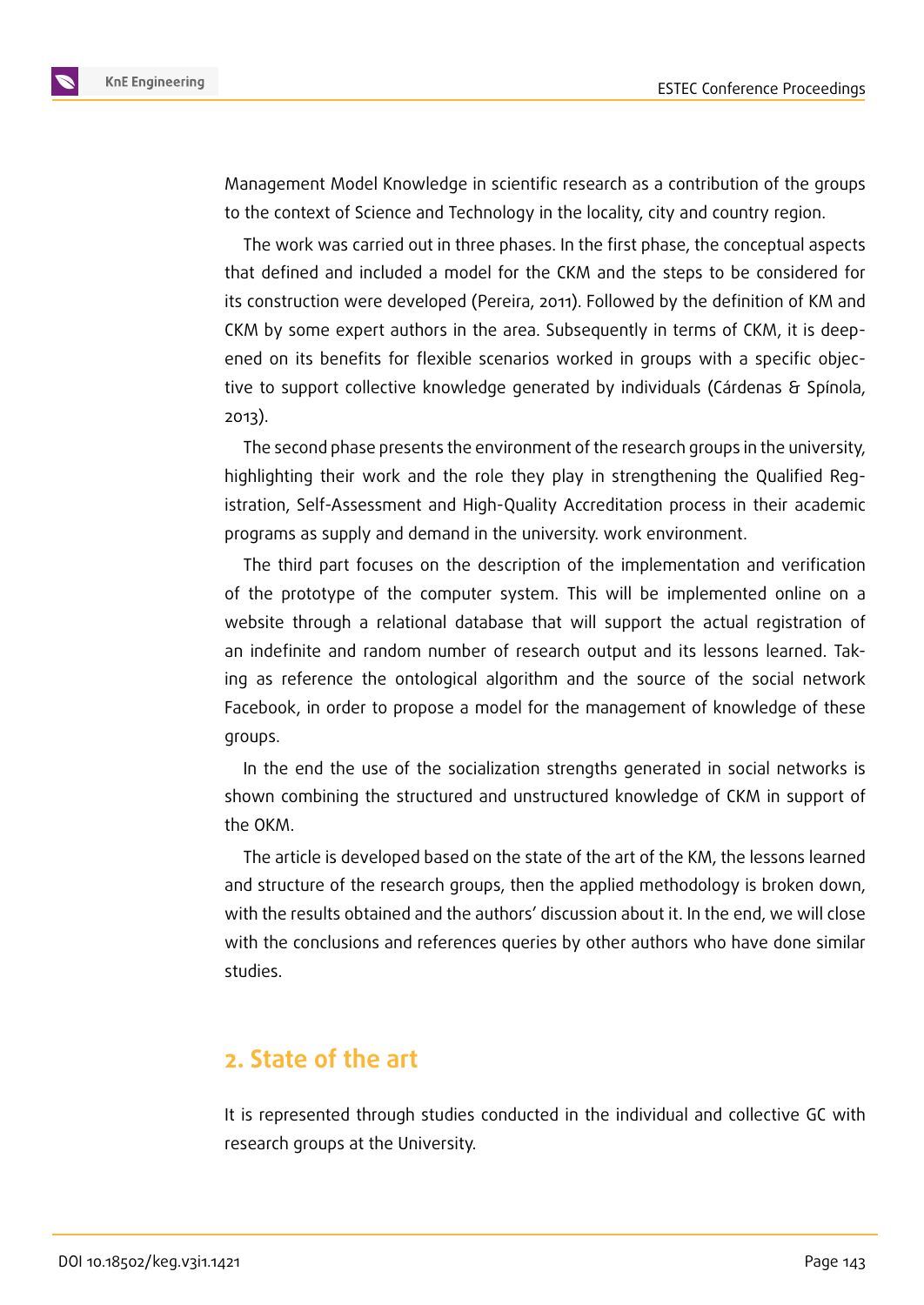Management Model Knowledge in scientific research as a contribution of the groups to the context of Science and Technology in the locality, city and country region.

The work was carried out in three phases. In the first phase, the conceptual aspects that defined and included a model for the CKM and the steps to be considered for its construction were developed (Pereira, 2011). Followed by the definition of KM and CKM by some expert authors in the area. Subsequently in terms of CKM, it is deepened on its benefits for flexible scenarios worked in groups with a specific objective to support collective knowledge generated by individuals (Cárdenas & Spínola, 2013).

The second phase presents the environment of the research groups in the university, highlighting their work and the role they play in strengthening the Qualified Registration, Self-Assessment and High-Quality Accreditation process in their academic programs as supply and demand in the university. work environment.

The third part focuses on the description of the implementation and verification of the prototype of the computer system. This will be implemented online on a website through a relational database that will support the actual registration of an indefinite and random number of research output and its lessons learned. Taking as reference the ontological algorithm and the source of the social network Facebook, in order to propose a model for the management of knowledge of these groups.

In the end the use of the socialization strengths generated in social networks is shown combining the structured and unstructured knowledge of CKM in support of the OKM.

The article is developed based on the state of the art of the KM, the lessons learned and structure of the research groups, then the applied methodology is broken down, with the results obtained and the authors' discussion about it. In the end, we will close with the conclusions and references queries by other authors who have done similar studies.

## 2. State of the art

It is represented through studies conducted in the individual and collective GC with research groups at the University.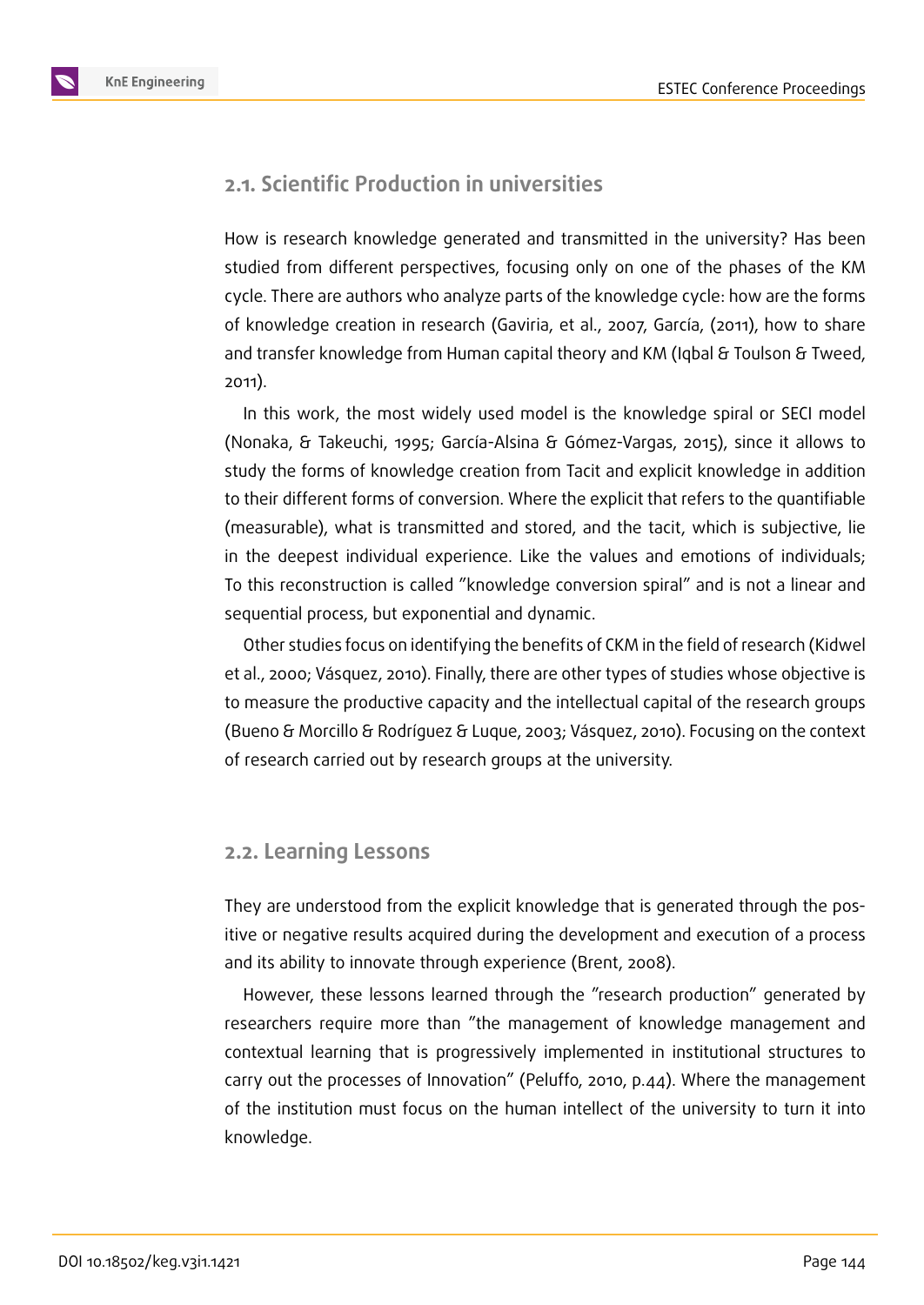### 2.1. Scientific Production in universities

How is research knowledge generated and transmitted in the university? Has been studied from different perspectives, focusing only on one of the phases of the KM cycle. There are authors who analyze parts of the knowledge cycle: how are the forms of knowledge creation in research (Gaviria, et al., 2007, García, (2011), how to share and transfer knowledge from Human capital theory and KM (Iqbal & Toulson & Tweed, 2011).

In this work, the most widely used model is the knowledge spiral or SECI model (Nonaka, & Takeuchi, 1995; García-Alsina & Gómez-Vargas, 2015), since it allows to study the forms of knowledge creation from Tacit and explicit knowledge in addition to their different forms of conversion. Where the explicit that refers to the quantifiable (measurable), what is transmitted and stored, and the tacit, which is subjective, lie in the deepest individual experience. Like the values and emotions of individuals; To this reconstruction is called "knowledge conversion spiral" and is not a linear and sequential process, but exponential and dynamic.

Other studies focus on identifying the benefits of CKM in the field of research (Kidwel et al., 2000; Vásquez, 2010). Finally, there are other types of studies whose objective is to measure the productive capacity and the intellectual capital of the research groups (Bueno & Morcillo & Rodríguez & Luque, 2003; Vásquez, 2010). Focusing on the context of research carried out by research groups at the university.

### 2.2. Learning Lessons

They are understood from the explicit knowledge that is generated through the positive or negative results acquired during the development and execution of a process and its ability to innovate through experience (Brent, 2008).

However, these lessons learned through the "research production" generated by researchers require more than "the management of knowledge management and contextual learning that is progressively implemented in institutional structures to carry out the processes of Innovation" (Peluffo, 2010, p.44). Where the management of the institution must focus on the human intellect of the university to turn it into knowledge.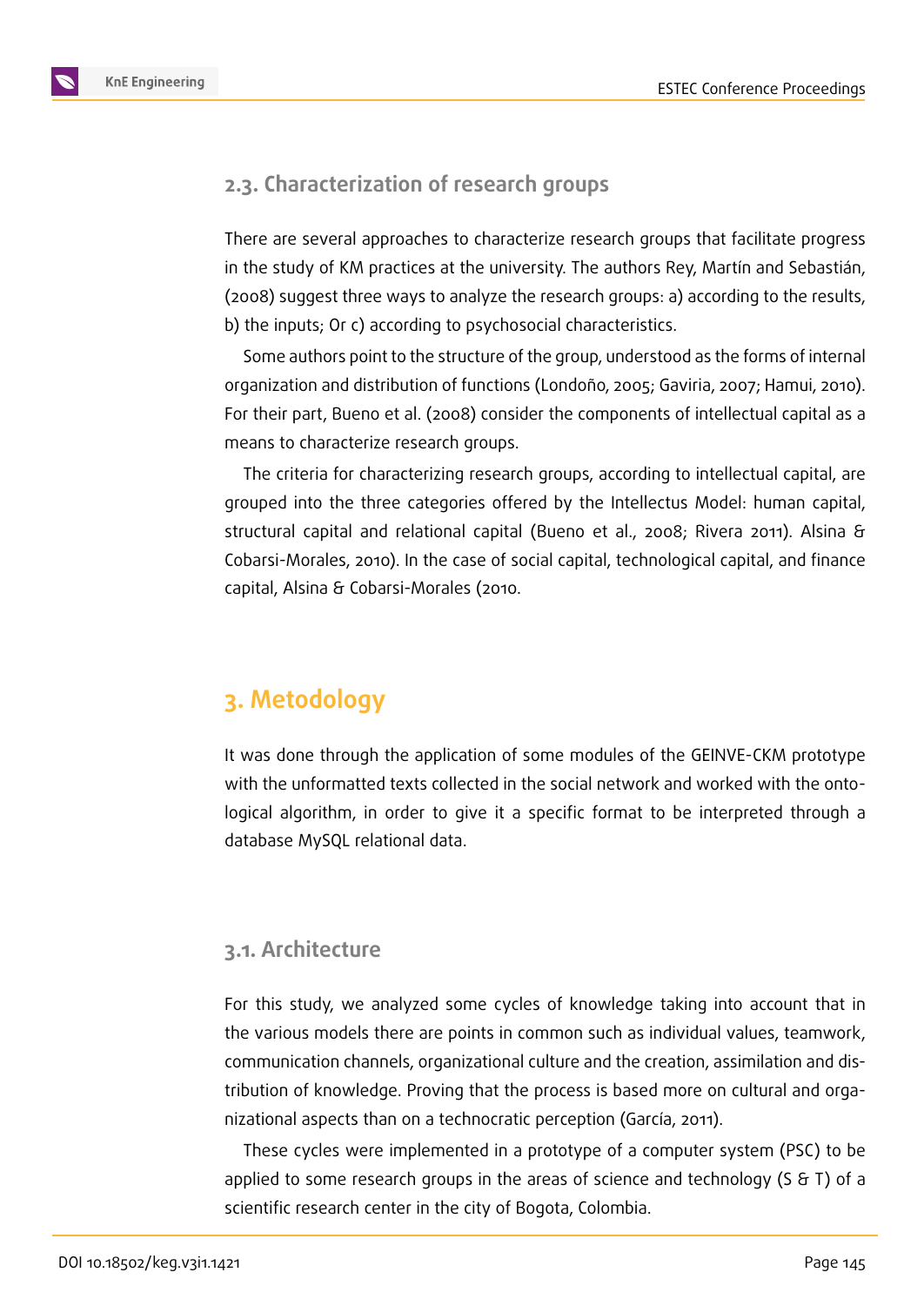### 2.3. Characterization of research groups

There are several approaches to characterize research groups that facilitate progress in the study of KM practices at the university. The authors Rey, Martín and Sebastián, (2008) suggest three ways to analyze the research groups: a) according to the results, b) the inputs; Or c) according to psychosocial characteristics.

Some authors point to the structure of the group, understood as the forms of internal organization and distribution of functions (Londoño, 2005; Gaviria, 2007; Hamui, 2010). For their part, Bueno et al. (2008) consider the components of intellectual capital as a means to characterize research groups.

The criteria for characterizing research groups, according to intellectual capital, are grouped into the three categories offered by the Intellectus Model: human capital, structural capital and relational capital (Bueno et al., 2008; Rivera 2011). Alsina & Cobarsi-Morales, 2010). In the case of social capital, technological capital, and finance capital, Alsina & Cobarsi-Morales (2010.

## 3. Metodology

It was done through the application of some modules of the GEINVE-CKM prototype with the unformatted texts collected in the social network and worked with the ontological algorithm, in order to give it a specific format to be interpreted through a database MySQL relational data.

### 3.1. Architecture

For this study, we analyzed some cycles of knowledge taking into account that in the various models there are points in common such as individual values, teamwork, communication channels, organizational culture and the creation, assimilation and distribution of knowledge. Proving that the process is based more on cultural and organizational aspects than on a technocratic perception (García, 2011).

These cycles were implemented in a prototype of a computer system (PSC) to be applied to some research groups in the areas of science and technology (S & T) of a scientific research center in the city of Bogota, Colombia.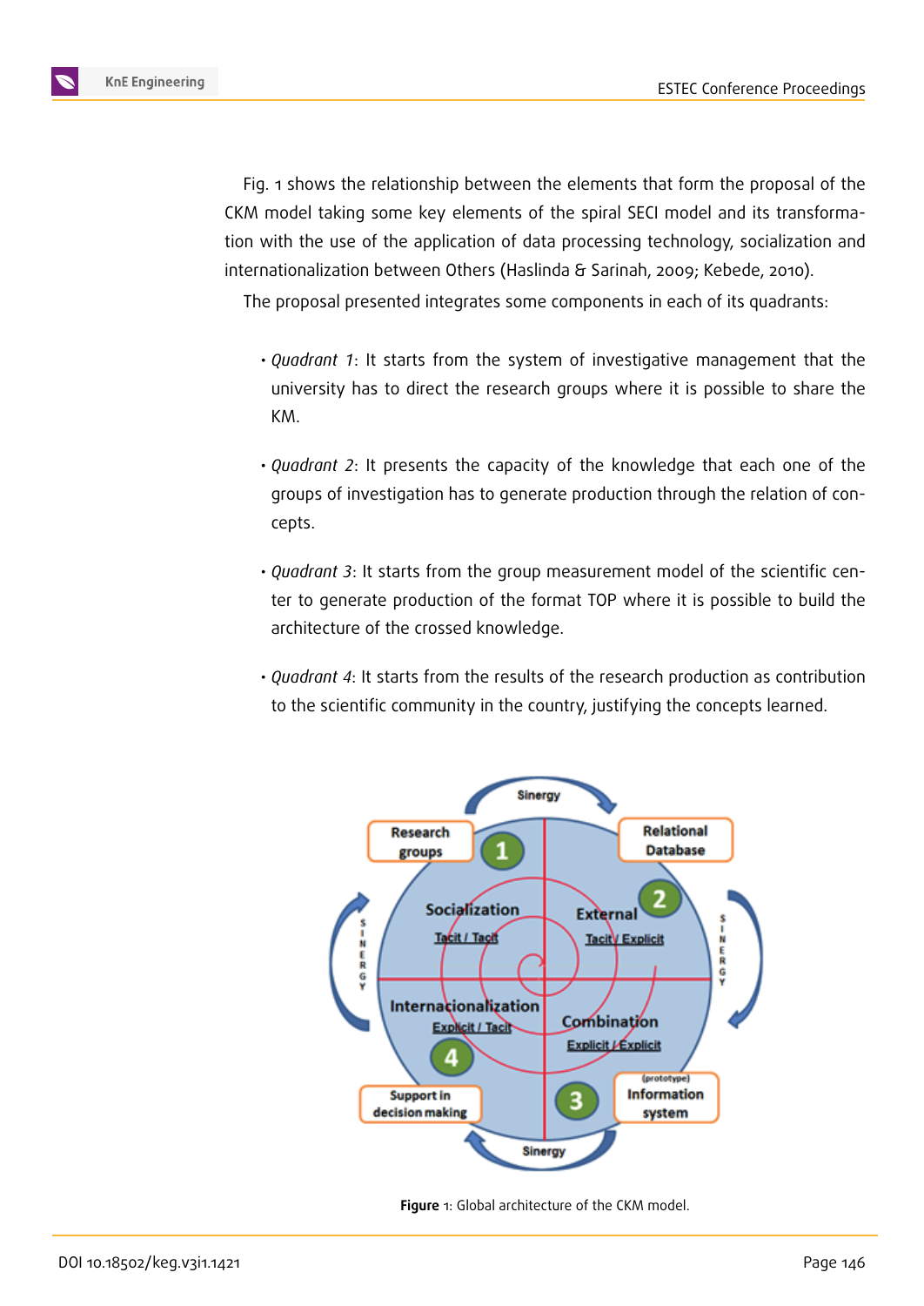Fig. 1 shows the relationship between the elements that form the proposal of the CKM model taking some key elements of the spiral SECI model and its transformation with the use of the application of data processing technology, socialization and internationalization between Others (Haslinda & Sarinah, 2009; Kebede, 2010).

The proposal presented integrates some components in each of its quadrants:

- *Quadrant 1*: It starts from the system of investigative management that the university has to direct the research groups where it is possible to share the KM.
- *Quadrant 2*: It presents the capacity of the knowledge that each one of the groups of investigation has to generate production through the relation of concepts.
- *Quadrant 3*: It starts from the group measurement model of the scientific center to generate production of the format TOP where it is possible to build the architecture of the crossed knowledge.
- *Quadrant 4*: It starts from the results of the research production as contribution to the scientific community in the country, justifying the concepts learned.

**Figure** 1: Global architecture of the CKM model.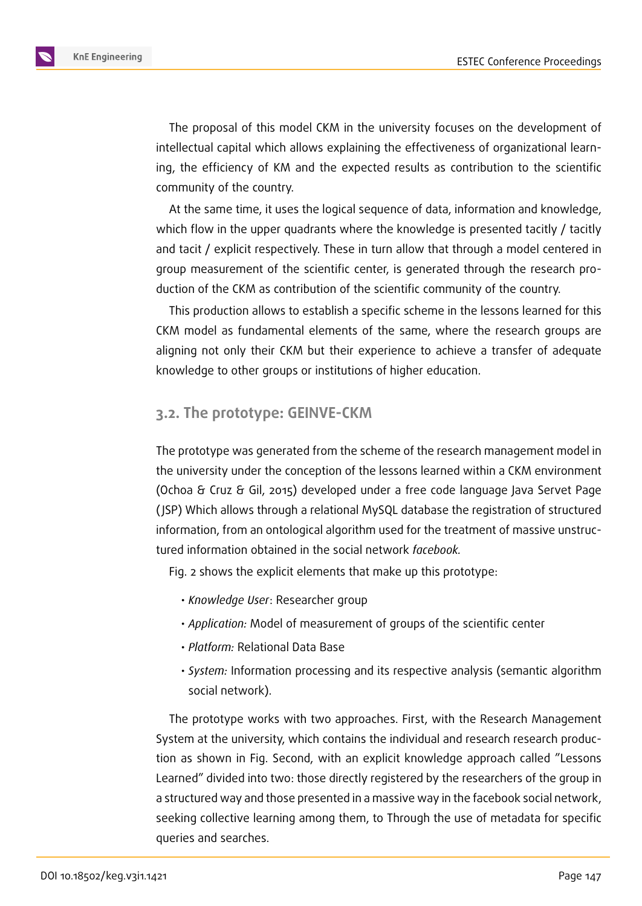The proposal of this model CKM in the university focuses on the development of intellectual capital which allows explaining the effectiveness of organizational learning, the efficiency of KM and the expected results as contribution to the scientific community of the country.

At the same time, it uses the logical sequence of data, information and knowledge, which flow in the upper quadrants where the knowledge is presented tacitly / tacitly and tacit / explicit respectively. These in turn allow that through a model centered in group measurement of the scientific center, is generated through the research production of the CKM as contribution of the scientific community of the country.

This production allows to establish a specific scheme in the lessons learned for this CKM model as fundamental elements of the same, where the research groups are aligning not only their CKM but their experience to achieve a transfer of adequate knowledge to other groups or institutions of higher education.

### 3.2. The prototype: GEINVE-CKM

The prototype was generated from the scheme of the research management model in the university under the conception of the lessons learned within a CKM environment (Ochoa & Cruz & Gil, 2015) developed under a free code language Java Servet Page (JSP) Which allows through a relational MySQL database the registration of structured information, from an ontological algorithm used for the treatment of massive unstructured information obtained in the social network *facebook.*

Fig. 2 shows the explicit elements that make up this prototype:

- *Knowledge User*: Researcher group
- *Application:* Model of measurement of groups of the scientific center
- *Platform:* Relational Data Base
- *System:* Information processing and its respective analysis (semantic algorithm social network).

The prototype works with two approaches. First, with the Research Management System at the university, which contains the individual and research research production as shown in Fig. Second, with an explicit knowledge approach called "Lessons Learned" divided into two: those directly registered by the researchers of the group in a structured way and those presented in a massive way in the facebook social network, seeking collective learning among them, to Through the use of metadata for specific queries and searches.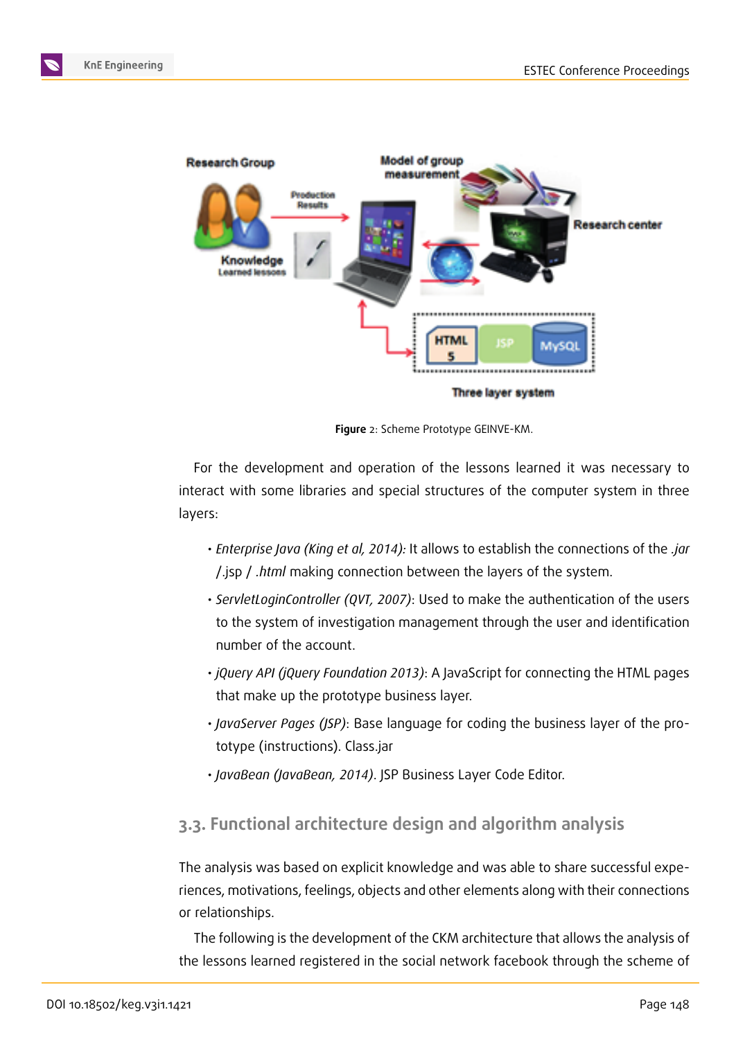**Figure** 2: Scheme Prototype GEINVE-KM.

For the development and operation of the lessons learned it was necessary to interact with some libraries and special structures of the computer system in three layers:

- *Enterprise Java (King et al, 2014):* It allows to establish the connections of the *.jar* /.jsp / *.html* making connection between the layers of the system.
- *ServletLoginController (QVT, 2007)*: Used to make the authentication of the users to the system of investigation management through the user and identification number of the account.
- *jQuery API (jQuery Foundation 2013)*: A JavaScript for connecting the HTML pages that make up the prototype business layer.
- *JavaServer Pages (JSP)*: Base language for coding the business layer of the prototype (instructions). Class.jar
- *JavaBean (JavaBean, 2014)*. JSP Business Layer Code Editor.

### 3.3. Functional architecture design and algorithm analysis

The analysis was based on explicit knowledge and was able to share successful experiences, motivations, feelings, objects and other elements along with their connections or relationships.

The following is the development of the CKM architecture that allows the analysis of the lessons learned registered in the social network facebook through the scheme of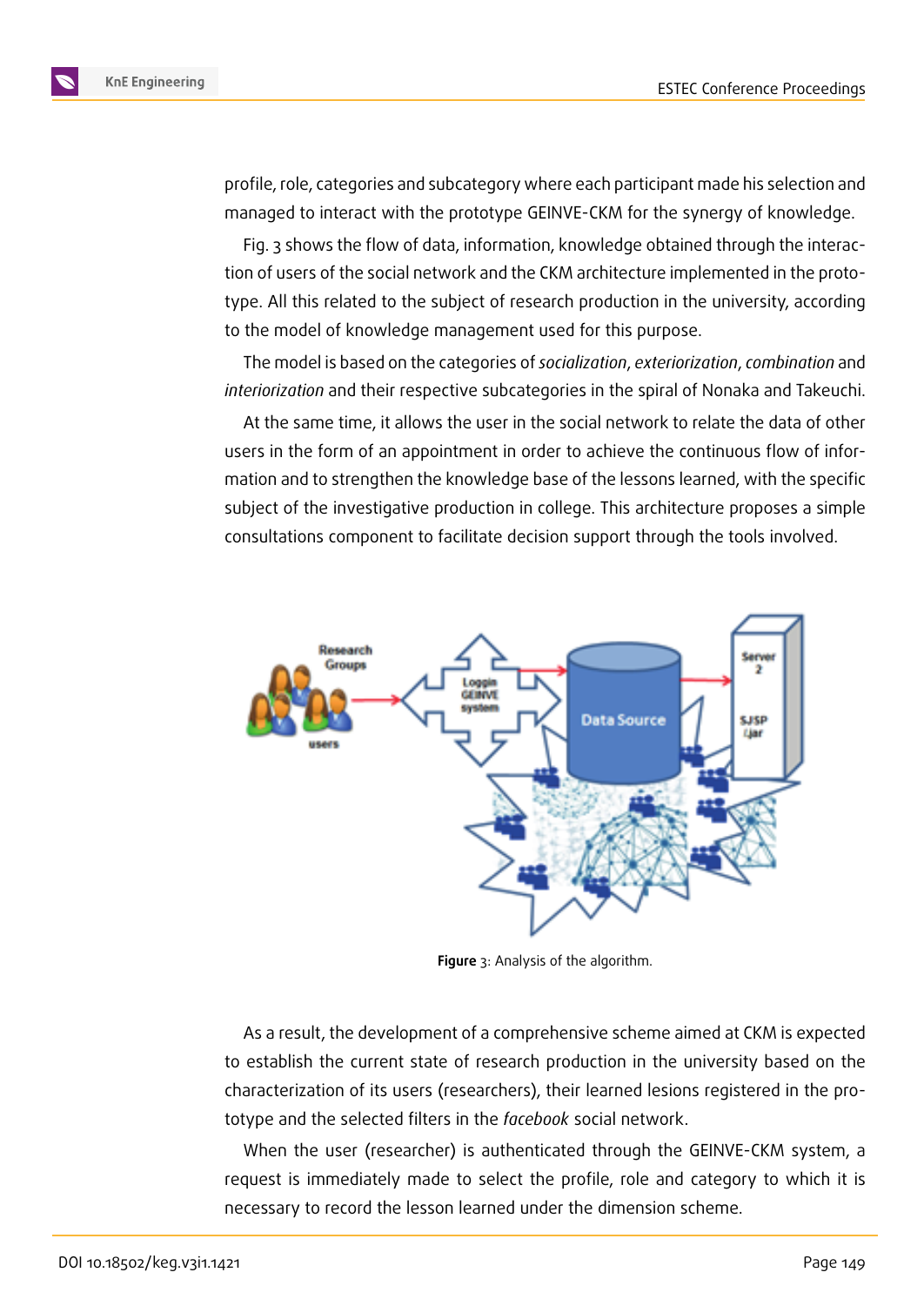profile, role, categories and subcategory where each participant made his selection and managed to interact with the prototype GEINVE-CKM for the synergy of knowledge.

Fig. 3 shows the flow of data, information, knowledge obtained through the interaction of users of the social network and the CKM architecture implemented in the prototype. All this related to the subject of research production in the university, according to the model of knowledge management used for this purpose.

The model is based on the categories of *socialization*, *exteriorization*, *combination* and *interiorization* and their respective subcategories in the spiral of Nonaka and Takeuchi.

At the same time, it allows the user in the social network to relate the data of other users in the form of an appointment in order to achieve the continuous flow of information and to strengthen the knowledge base of the lessons learned, with the specific subject of the investigative production in college. This architecture proposes a simple consultations component to facilitate decision support through the tools involved.

**Figure** 3: Analysis of the algorithm.

As a result, the development of a comprehensive scheme aimed at CKM is expected to establish the current state of research production in the university based on the characterization of its users (researchers), their learned lesions registered in the prototype and the selected filters in the *facebook* social network.

When the user (researcher) is authenticated through the GEINVE-CKM system, a request is immediately made to select the profile, role and category to which it is necessary to record the lesson learned under the dimension scheme.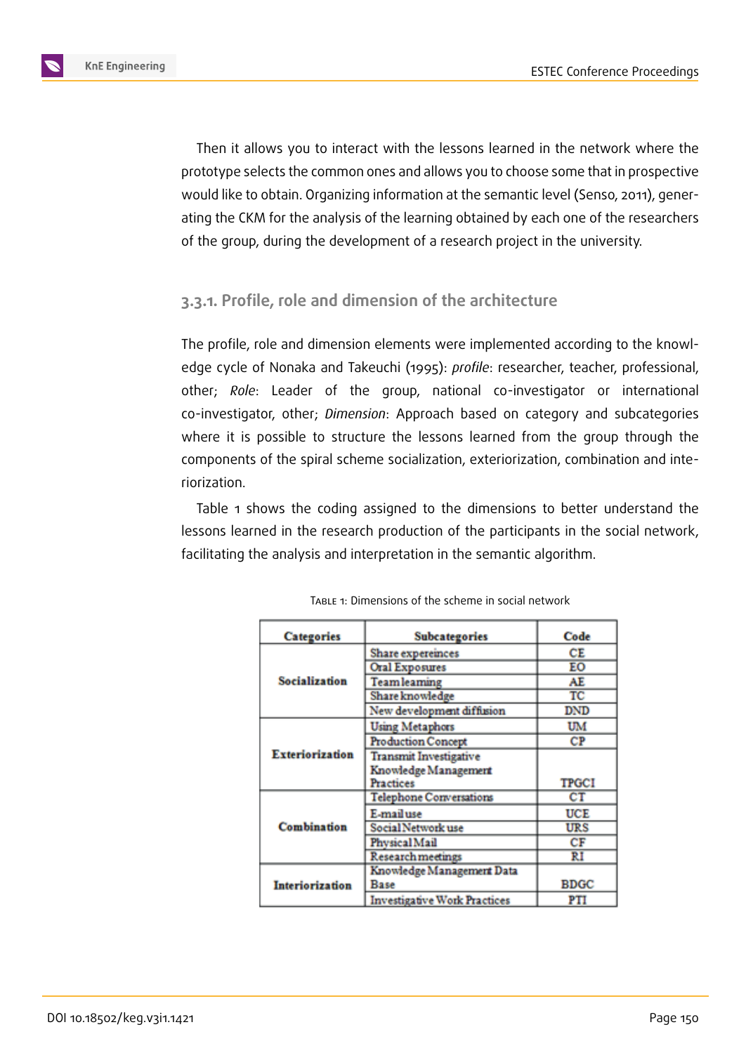Then it allows you to interact with the lessons learned in the network where the prototype selects the common ones and allows you to choose some that in prospective would like to obtain. Organizing information at the semantic level (Senso, 2011), generating the CKM for the analysis of the learning obtained by each one of the researchers of the group, during the development of a research project in the university.

### 3.3.1. Profile, role and dimension of the architecture

The profile, role and dimension elements were implemented according to the knowledge cycle of Nonaka and Takeuchi (1995): *profile*: researcher, teacher, professional, other; *Role*: Leader of the group, national co-investigator or international co-investigator, other; *Dimension*: Approach based on category and subcategories where it is possible to structure the lessons learned from the group through the components of the spiral scheme socialization, exteriorization, combination and interiorization.

Table 1 shows the coding assigned to the dimensions to better understand the lessons learned in the research production of the participants in the social network, facilitating the analysis and interpretation in the semantic algorithm.

Table 1: Dimensions of the scheme in social network

| Categories | Subcategories | Code |
|---|---|---|
| Socialization | Share expereinces | CE |
| | Oral Exposures | EO |
| | Team learning | AE |
| | Share knowledge | TC |
| | New development diffusion | DND |
| Exteriorization | Using Metaphors | UM |
| | Production Concept | CP |
| | Transmit Investigative Knowledge Management Practices | TPGCI |
| Combination | Telephone Conversations | CT |
| | E-mail use | UCE |
| | Social Network use | URS |
| | Physical Mail | CF |
| | Research meetings | RI |
| Interiorization | Knowledge Management Data Base | BDGC |
| | Investigative Work Practices | PTI |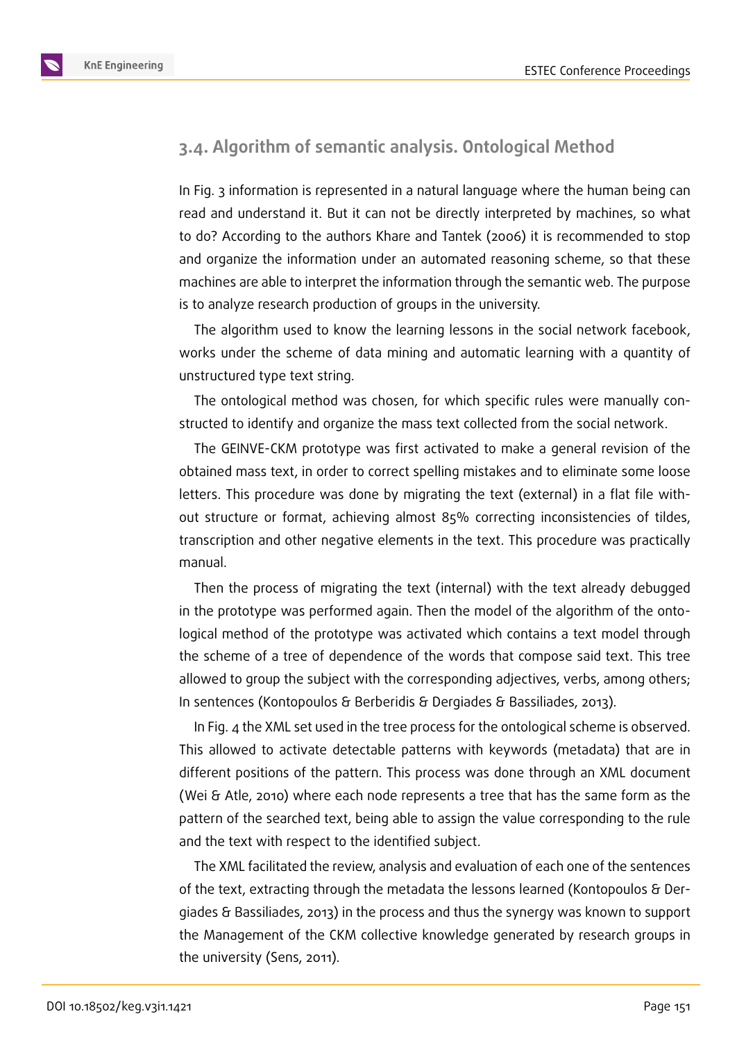### 3.4. Algorithm of semantic analysis. Ontological Method

In Fig. 3 information is represented in a natural language where the human being can read and understand it. But it can not be directly interpreted by machines, so what to do? According to the authors Khare and Tantek (2006) it is recommended to stop and organize the information under an automated reasoning scheme, so that these machines are able to interpret the information through the semantic web. The purpose is to analyze research production of groups in the university.

The algorithm used to know the learning lessons in the social network facebook, works under the scheme of data mining and automatic learning with a quantity of unstructured type text string.

The ontological method was chosen, for which specific rules were manually constructed to identify and organize the mass text collected from the social network.

The GEINVE-CKM prototype was first activated to make a general revision of the obtained mass text, in order to correct spelling mistakes and to eliminate some loose letters. This procedure was done by migrating the text (external) in a flat file without structure or format, achieving almost 85% correcting inconsistencies of tildes, transcription and other negative elements in the text. This procedure was practically manual.

Then the process of migrating the text (internal) with the text already debugged in the prototype was performed again. Then the model of the algorithm of the ontological method of the prototype was activated which contains a text model through the scheme of a tree of dependence of the words that compose said text. This tree allowed to group the subject with the corresponding adjectives, verbs, among others; In sentences (Kontopoulos & Berberidis & Dergiades & Bassiliades, 2013).

In Fig. 4 the XML set used in the tree process for the ontological scheme is observed. This allowed to activate detectable patterns with keywords (metadata) that are in different positions of the pattern. This process was done through an XML document (Wei & Atle, 2010) where each node represents a tree that has the same form as the pattern of the searched text, being able to assign the value corresponding to the rule and the text with respect to the identified subject.

The XML facilitated the review, analysis and evaluation of each one of the sentences of the text, extracting through the metadata the lessons learned (Kontopoulos & Dergiades & Bassiliades, 2013) in the process and thus the synergy was known to support the Management of the CKM collective knowledge generated by research groups in the university (Sens, 2011).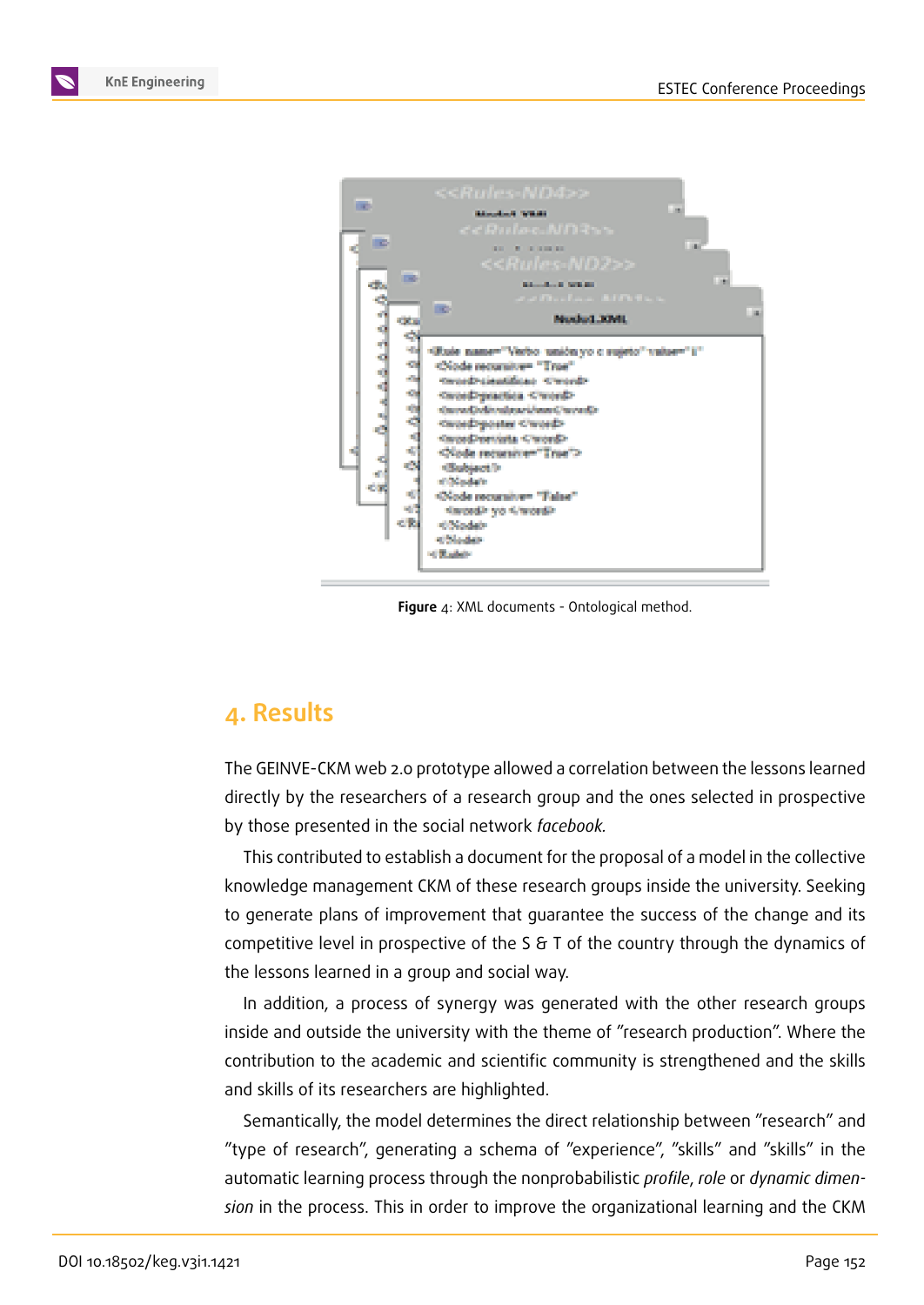Figure 4: XML documents - Ontological method.

## 4. Results

The GEINVE-CKM web 2.0 prototype allowed a correlation between the lessons learned directly by the researchers of a research group and the ones selected in prospective by those presented in the social network *facebook*.

This contributed to establish a document for the proposal of a model in the collective knowledge management CKM of these research groups inside the university. Seeking to generate plans of improvement that guarantee the success of the change and its competitive level in prospective of the S & T of the country through the dynamics of the lessons learned in a group and social way.

In addition, a process of synergy was generated with the other research groups inside and outside the university with the theme of "research production". Where the contribution to the academic and scientific community is strengthened and the skills and skills of its researchers are highlighted.

Semantically, the model determines the direct relationship between "research" and "type of research", generating a schema of "experience", "skills" and "skills" in the automatic learning process through the nonprobabilistic *profile*, *role* or *dynamic dimension* in the process. This in order to improve the organizational learning and the CKM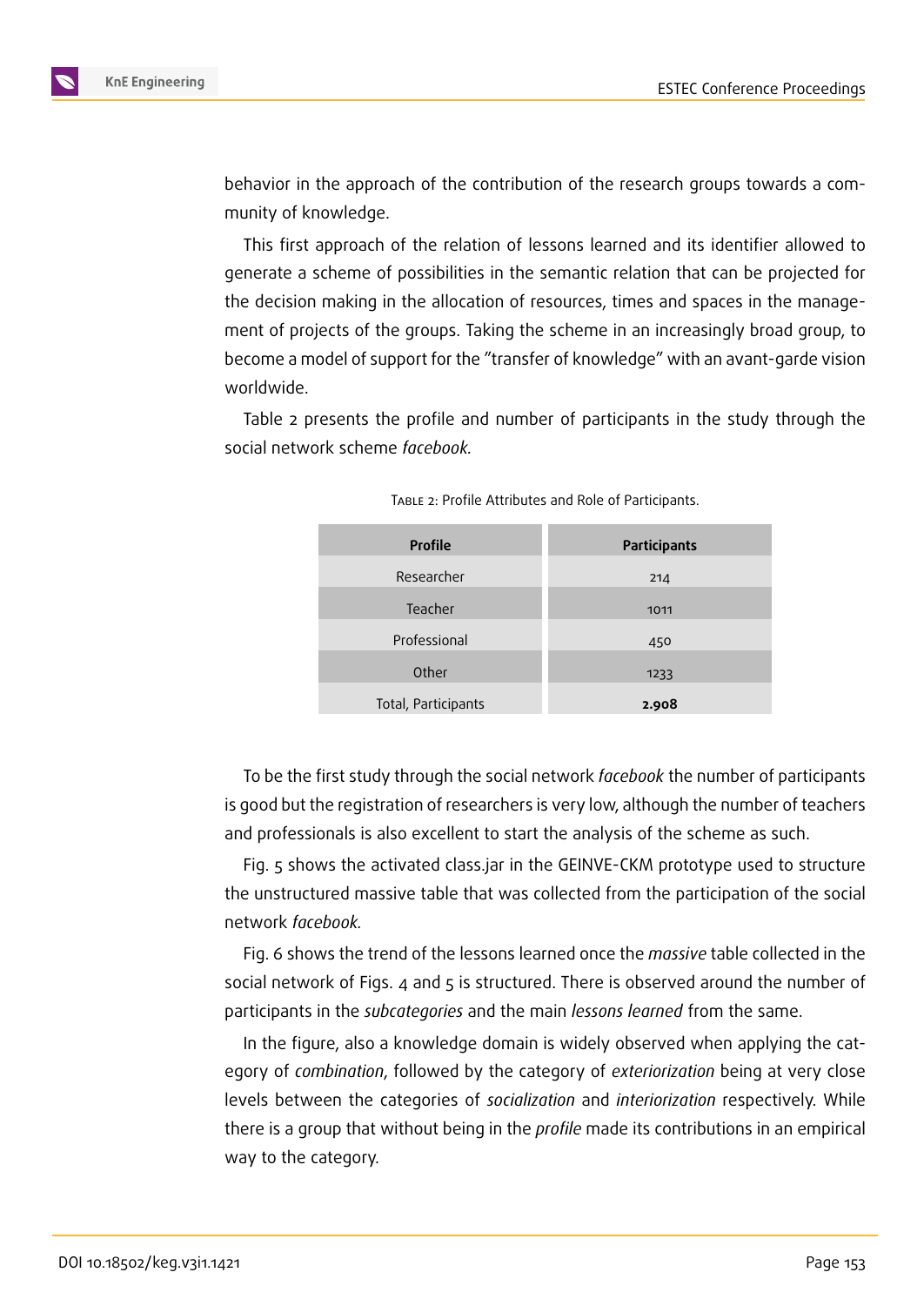behavior in the approach of the contribution of the research groups towards a community of knowledge.

This first approach of the relation of lessons learned and its identifier allowed to generate a scheme of possibilities in the semantic relation that can be projected for the decision making in the allocation of resources, times and spaces in the management of projects of the groups. Taking the scheme in an increasingly broad group, to become a model of support for the "transfer of knowledge" with an avant-garde vision worldwide.

Table 2 presents the profile and number of participants in the study through the social network scheme *facebook*.

Table 2: Profile Attributes and Role of Participants.

| **Profile** | **Participants** |
|---|---|
| Researcher | 214 |
| Teacher | 1011 |
| Professional | 450 |
| Other | 1233 |
| Total, Participants | **2.908** |

To be the first study through the social network *facebook* the number of participants is good but the registration of researchers is very low, although the number of teachers and professionals is also excellent to start the analysis of the scheme as such.

Fig. 5 shows the activated class.jar in the GEINVE-CKM prototype used to structure the unstructured massive table that was collected from the participation of the social network *facebook*.

Fig. 6 shows the trend of the lessons learned once the *massive* table collected in the social network of Figs. 4 and 5 is structured. There is observed around the number of participants in the *subcategories* and the main *lessons learned* from the same.

In the figure, also a knowledge domain is widely observed when applying the category of *combination*, followed by the category of *exteriorization* being at very close levels between the categories of *socialization* and *interiorization* respectively. While there is a group that without being in the *profile* made its contributions in an empirical way to the category.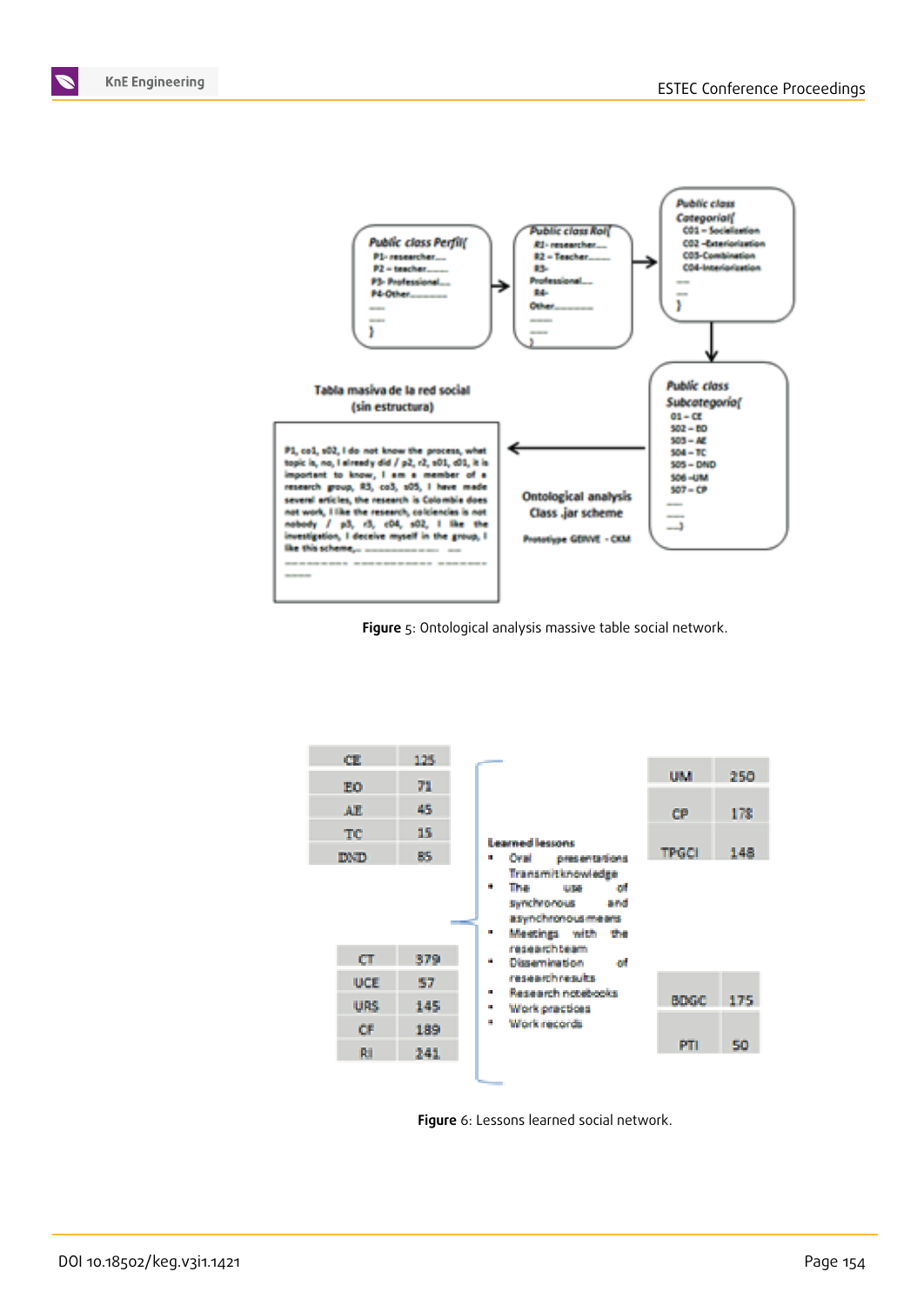Public class Perfil{
P1- researcher....
P2 – teacher.......
P3- Professional....
P4-Other..........
....
....
}

Public class Rol{
R1- researcher.....
R2 – Teacher.......
R3- Professional....
R4- Other..........
.....
.....
}

Public class Categoria{
C01 – Socialization
C02 –Exteriorization
C03-Combination
C04-Interiorization
....
....
}

Public class Subcategoria{
01 – CE
S02 – EO
S03 – AE
S04 – TC
S05 – DND
S06 –UM
S07 – CP
....
....
....}

Tabla masiva de la red social (sin estructura)

P1, co1, s02, I do not know the process, what topic is, no, I already did / p2, r2, s01, c01, it is important to know, I am a member of a research group, R3, co3, s05, I have made several articles, the research is Colombia does not work, I like the research, coiciencias is not nobody / p3, r3, c04, s02, I like the investigation, I deceive myself in the group, I like this scheme,.. ............... ...

Ontological analysis Class .jar scheme

Prototype GENVE - CKM

**Figure** 5: Ontological analysis massive table social network.

| CE | 125 |
|---|---|
| EO | 71 |
| AE | 45 |
| TC | 15 |
| DND | 85 |

| CT | 379 |
|---|---|
| UCE | 57 |
| URS | 145 |
| CF | 189 |
| RI | 241 |

Learned lessons

- Oral presentations Transmit knowledge
- The use of synchronous and asynchronous means
- Meetings with the research team
- Dissemination of research results
- Research notebooks
- Work practices
- Work records

| UM | 250 |
|---|---|
| CP | 178 |
| TPGCI | 148 |

| BDGC | 175 |
|---|---|
| PTI | 50 |

**Figure** 6: Lessons learned social network.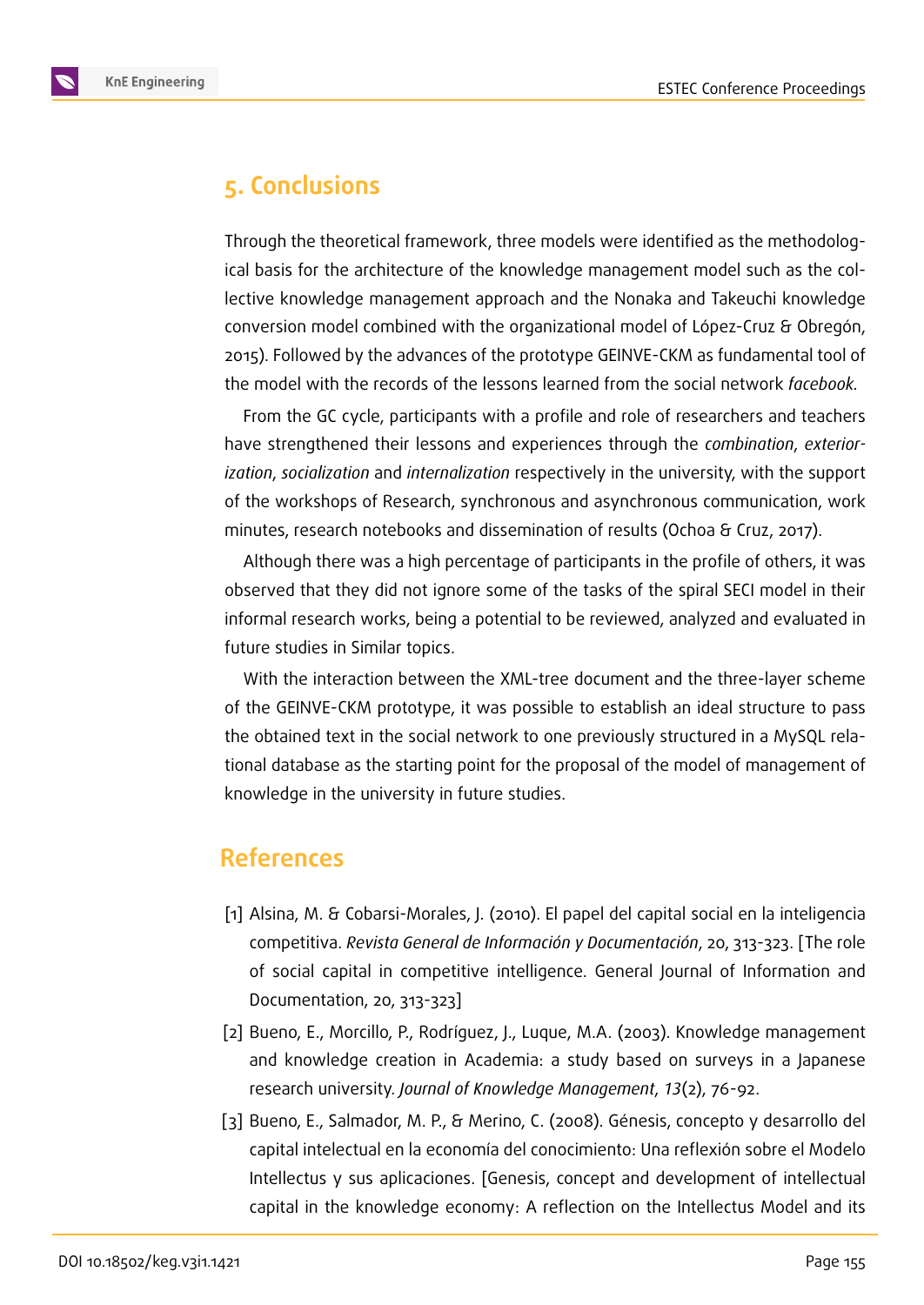## 5. Conclusions

Through the theoretical framework, three models were identified as the methodological basis for the architecture of the knowledge management model such as the collective knowledge management approach and the Nonaka and Takeuchi knowledge conversion model combined with the organizational model of López-Cruz & Obregón, 2015). Followed by the advances of the prototype GEINVE-CKM as fundamental tool of the model with the records of the lessons learned from the social network *facebook.*

From the GC cycle, participants with a profile and role of researchers and teachers have strengthened their lessons and experiences through the *combination*, *exteriorization*, *socialization* and *internalization* respectively in the university, with the support of the workshops of Research, synchronous and asynchronous communication, work minutes, research notebooks and dissemination of results (Ochoa & Cruz, 2017).

Although there was a high percentage of participants in the profile of others, it was observed that they did not ignore some of the tasks of the spiral SECI model in their informal research works, being a potential to be reviewed, analyzed and evaluated in future studies in Similar topics.

With the interaction between the XML-tree document and the three-layer scheme of the GEINVE-CKM prototype, it was possible to establish an ideal structure to pass the obtained text in the social network to one previously structured in a MySQL relational database as the starting point for the proposal of the model of management of knowledge in the university in future studies.

## References

[1] Alsina, M. & Cobarsi-Morales, J. (2010). El papel del capital social en la inteligencia competitiva. *Revista General de Información y Documentación*, 20, 313-323. [The role of social capital in competitive intelligence. General Journal of Information and Documentation, 20, 313-323]

[2] Bueno, E., Morcillo, P., Rodríguez, J., Luque, M.A. (2003). Knowledge management and knowledge creation in Academia: a study based on surveys in a Japanese research university. *Journal of Knowledge Management*, *13*(2), 76-92.

[3] Bueno, E., Salmador, M. P., & Merino, C. (2008). Génesis, concepto y desarrollo del capital intelectual en la economía del conocimiento: Una reflexión sobre el Modelo Intellectus y sus aplicaciones. [Genesis, concept and development of intellectual capital in the knowledge economy: A reflection on the Intellectus Model and its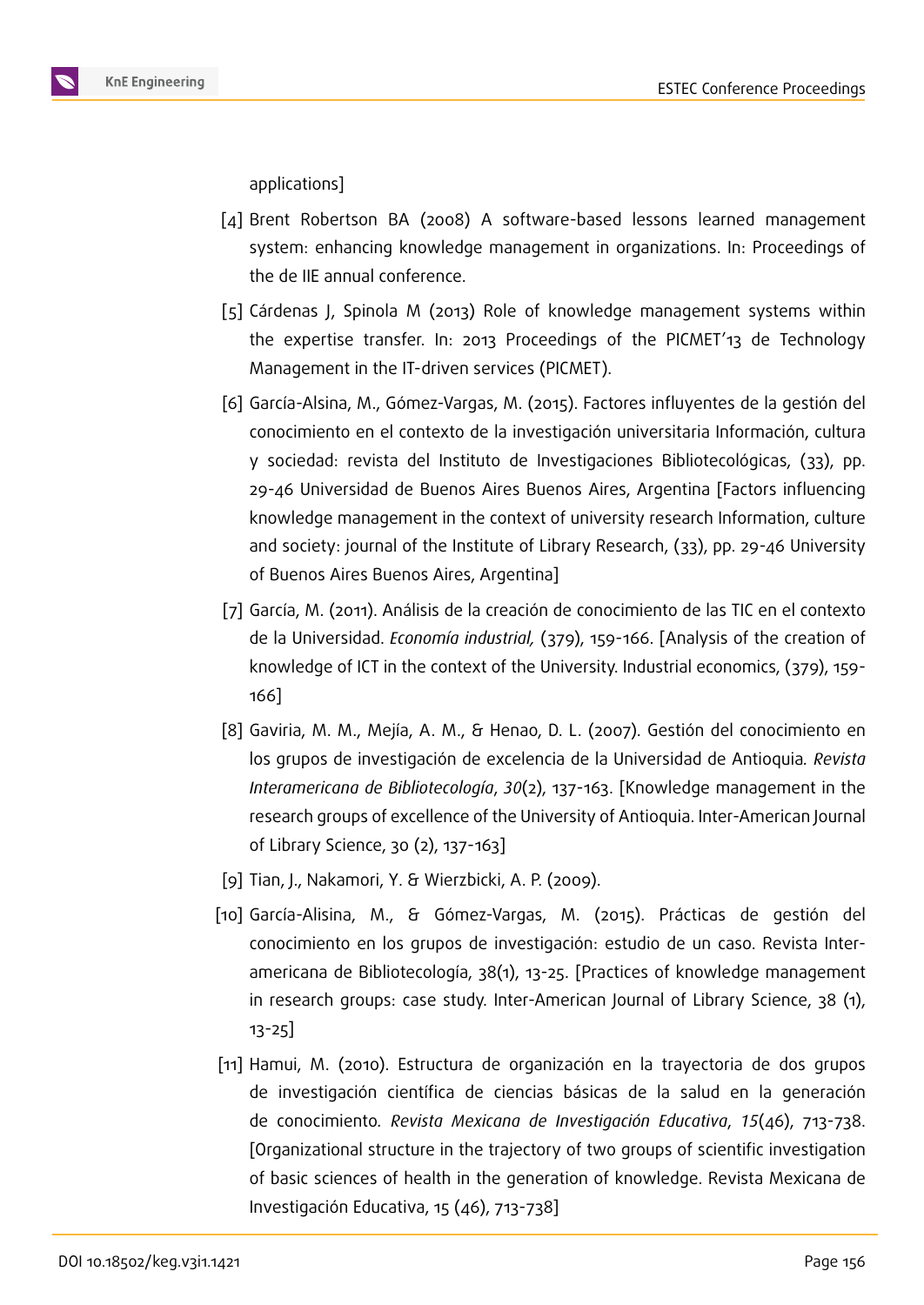applications]

[4] Brent Robertson BA (2008) A software-based lessons learned management system: enhancing knowledge management in organizations. In: Proceedings of the de IIE annual conference.

[5] Cárdenas J, Spinola M (2013) Role of knowledge management systems within the expertise transfer. In: 2013 Proceedings of the PICMET'13 de Technology Management in the IT-driven services (PICMET).

[6] García-Alsina, M., Gómez-Vargas, M. (2015). Factores influyentes de la gestión del conocimiento en el contexto de la investigación universitaria Información, cultura y sociedad: revista del Instituto de Investigaciones Bibliotecológicas, (33), pp. 29-46 Universidad de Buenos Aires Buenos Aires, Argentina [Factors influencing knowledge management in the context of university research Information, culture and society: journal of the Institute of Library Research, (33), pp. 29-46 University of Buenos Aires Buenos Aires, Argentina]

[7] García, M. (2011). Análisis de la creación de conocimiento de las TIC en el contexto de la Universidad. *Economía industrial,* (379), 159-166. [Analysis of the creation of knowledge of ICT in the context of the University. Industrial economics, (379), 159-166]

[8] Gaviria, M. M., Mejía, A. M., & Henao, D. L. (2007). Gestión del conocimiento en los grupos de investigación de excelencia de la Universidad de Antioquia. *Revista Interamericana de Bibliotecología*, *30*(2), 137-163. [Knowledge management in the research groups of excellence of the University of Antioquia. Inter-American Journal of Library Science, 30 (2), 137-163]

[9] Tian, J., Nakamori, Y. & Wierzbicki, A. P. (2009).

[10] García-Alisina, M., & Gómez-Vargas, M. (2015). Prácticas de gestión del conocimiento en los grupos de investigación: estudio de un caso. Revista Inter-americana de Bibliotecología, 38(1), 13-25. [Practices of knowledge management in research groups: case study. Inter-American Journal of Library Science, 38 (1), 13-25]

[11] Hamui, M. (2010). Estructura de organización en la trayectoria de dos grupos de investigación científica de ciencias básicas de la salud en la generación de conocimiento. *Revista Mexicana de Investigación Educativa*, *15*(46), 713-738. [Organizational structure in the trajectory of two groups of scientific investigation of basic sciences of health in the generation of knowledge. Revista Mexicana de Investigación Educativa, 15 (46), 713-738]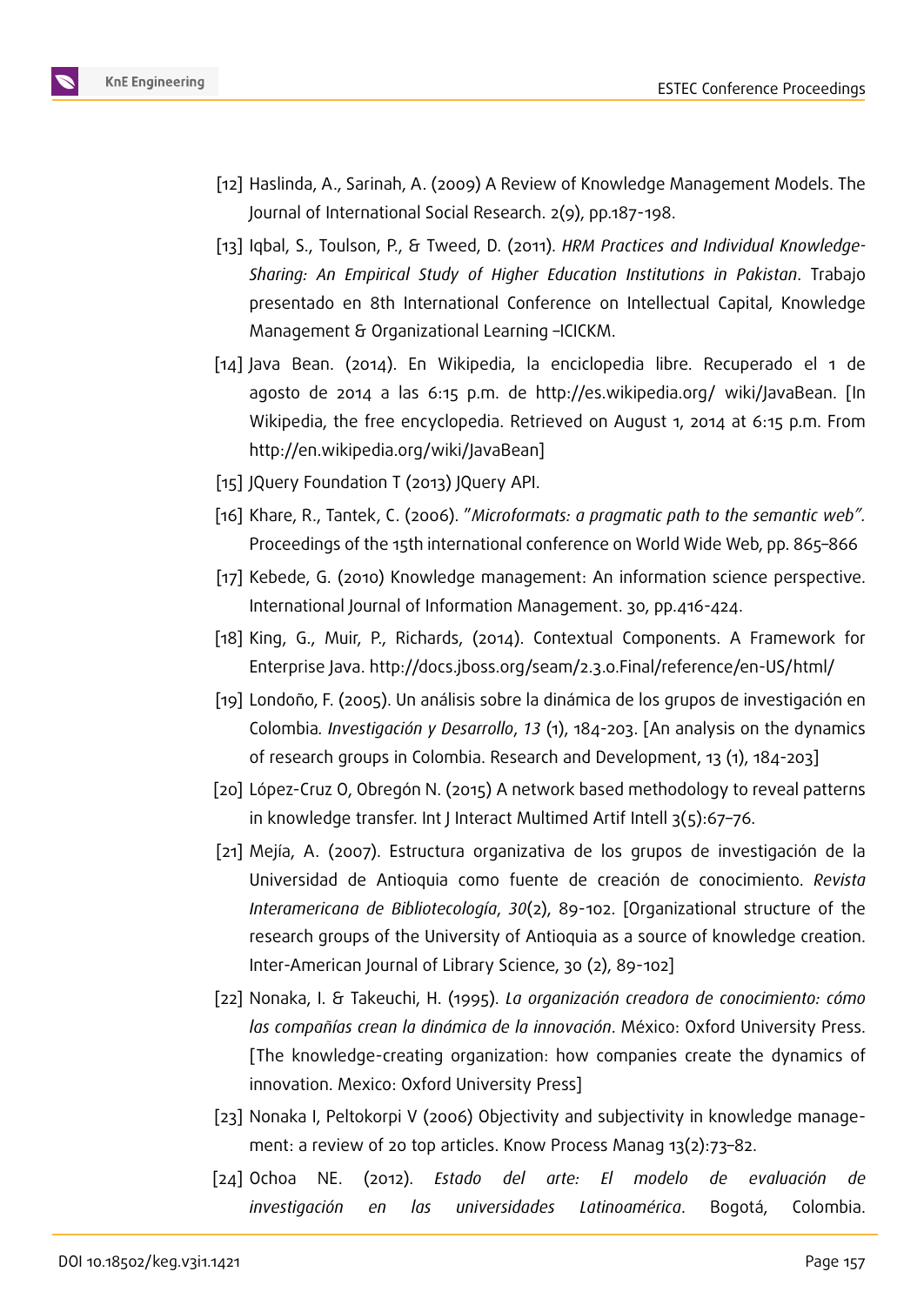[12] Haslinda, A., Sarinah, A. (2009) A Review of Knowledge Management Models. The Journal of International Social Research. 2(9), pp.187-198.

[13] Iqbal, S., Toulson, P., & Tweed, D. (2011). *HRM Practices and Individual Knowledge-Sharing: An Empirical Study of Higher Education Institutions in Pakistan*. Trabajo presentado en 8th International Conference on Intellectual Capital, Knowledge Management & Organizational Learning –ICICKM.

[14] Java Bean. (2014). En Wikipedia, la enciclopedia libre. Recuperado el 1 de agosto de 2014 a las 6:15 p.m. de http://es.wikipedia.org/ wiki/JavaBean. [In Wikipedia, the free encyclopedia. Retrieved on August 1, 2014 at 6:15 p.m. From http://en.wikipedia.org/wiki/JavaBean]

[15] JQuery Foundation T (2013) JQuery API.

[16] Khare, R., Tantek, C. (2006). *"Microformats: a pragmatic path to the semantic web"*. Proceedings of the 15th international conference on World Wide Web, pp. 865–866

[17] Kebede, G. (2010) Knowledge management: An information science perspective. International Journal of Information Management. 30, pp.416-424.

[18] King, G., Muir, P., Richards, (2014). Contextual Components. A Framework for Enterprise Java. http://docs.jboss.org/seam/2.3.0.Final/reference/en-US/html/

[19] Londoño, F. (2005). Un análisis sobre la dinámica de los grupos de investigación en Colombia*. Investigación y Desarrollo*, *13* (1), 184-203. [An analysis on the dynamics of research groups in Colombia. Research and Development, 13 (1), 184-203]

[20] López-Cruz O, Obregón N. (2015) A network based methodology to reveal patterns in knowledge transfer. Int J Interact Multimed Artif Intell 3(5):67–76.

[21] Mejía, A. (2007). Estructura organizativa de los grupos de investigación de la Universidad de Antioquia como fuente de creación de conocimiento. *Revista Interamericana de Bibliotecología*, *30*(2), 89-102. [Organizational structure of the research groups of the University of Antioquia as a source of knowledge creation. Inter-American Journal of Library Science, 30 (2), 89-102]

[22] Nonaka, I. & Takeuchi, H. (1995). *La organización creadora de conocimiento: cómo las compañías crean la dinámica de la innovación*. México: Oxford University Press. [The knowledge-creating organization: how companies create the dynamics of innovation. Mexico: Oxford University Press]

[23] Nonaka I, Peltokorpi V (2006) Objectivity and subjectivity in knowledge management: a review of 20 top articles. Know Process Manag 13(2):73–82.

[24] Ochoa NE. (2012). *Estado del arte: El modelo de evaluación de investigación en las universidades Latinoamérica*. Bogotá, Colombia.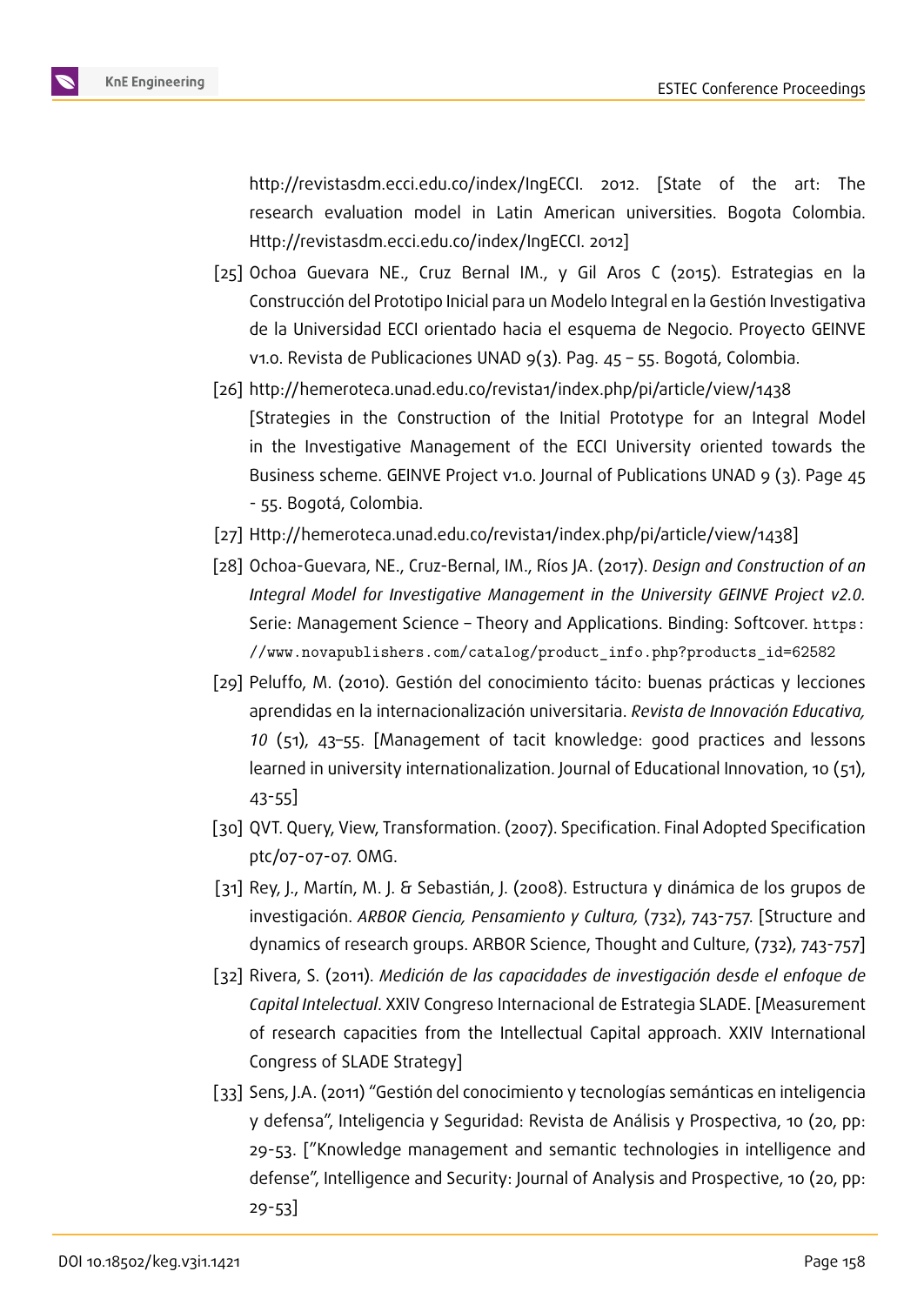http://revistasdm.ecci.edu.co/index/IngECCI. 2012. [State of the art: The research evaluation model in Latin American universities. Bogota Colombia. Http://revistasdm.ecci.edu.co/index/IngECCI. 2012]

[25] Ochoa Guevara NE., Cruz Bernal IM., y Gil Aros C (2015). Estrategias en la Construcción del Prototipo Inicial para un Modelo Integral en la Gestión Investigativa de la Universidad ECCI orientado hacia el esquema de Negocio. Proyecto GEINVE v1.0. Revista de Publicaciones UNAD 9(3). Pag. 45 – 55. Bogotá, Colombia.

[26] http://hemeroteca.unad.edu.co/revista1/index.php/pi/article/view/1438 [Strategies in the Construction of the Initial Prototype for an Integral Model in the Investigative Management of the ECCI University oriented towards the Business scheme. GEINVE Project v1.0. Journal of Publications UNAD 9 (3). Page 45 - 55. Bogotá, Colombia.

[27] Http://hemeroteca.unad.edu.co/revista1/index.php/pi/article/view/1438]

[28] Ochoa-Guevara, NE., Cruz-Bernal, IM., Ríos JA. (2017). *Design and Construction of an Integral Model for Investigative Management in the University GEINVE Project v2.0*. Serie: Management Science – Theory and Applications. Binding: Softcover. `https://www.novapublishers.com/catalog/product_info.php?products_id=62582`

[29] Peluffo, M. (2010). Gestión del conocimiento tácito: buenas prácticas y lecciones aprendidas en la internacionalización universitaria. *Revista de Innovación Educativa, 10* (51), 43–55. [Management of tacit knowledge: good practices and lessons learned in university internationalization. Journal of Educational Innovation, 10 (51), 43-55]

[30] QVT. Query, View, Transformation. (2007). Specification. Final Adopted Specification ptc/07-07-07. OMG.

[31] Rey, J., Martín, M. J. & Sebastián, J. (2008). Estructura y dinámica de los grupos de investigación. *ARBOR Ciencia, Pensamiento y Cultura,* (732), 743-757. [Structure and dynamics of research groups. ARBOR Science, Thought and Culture, (732), 743-757]

[32] Rivera, S. (2011). *Medición de las capacidades de investigación desde el enfoque de Capital Intelectual*. XXIV Congreso Internacional de Estrategia SLADE. [Measurement of research capacities from the Intellectual Capital approach. XXIV International Congress of SLADE Strategy]

[33] Sens, J.A. (2011) "Gestión del conocimiento y tecnologías semánticas en inteligencia y defensa", Inteligencia y Seguridad: Revista de Análisis y Prospectiva, 10 (20, pp: 29-53. ["Knowledge management and semantic technologies in intelligence and defense", Intelligence and Security: Journal of Analysis and Prospective, 10 (20, pp: 29-53]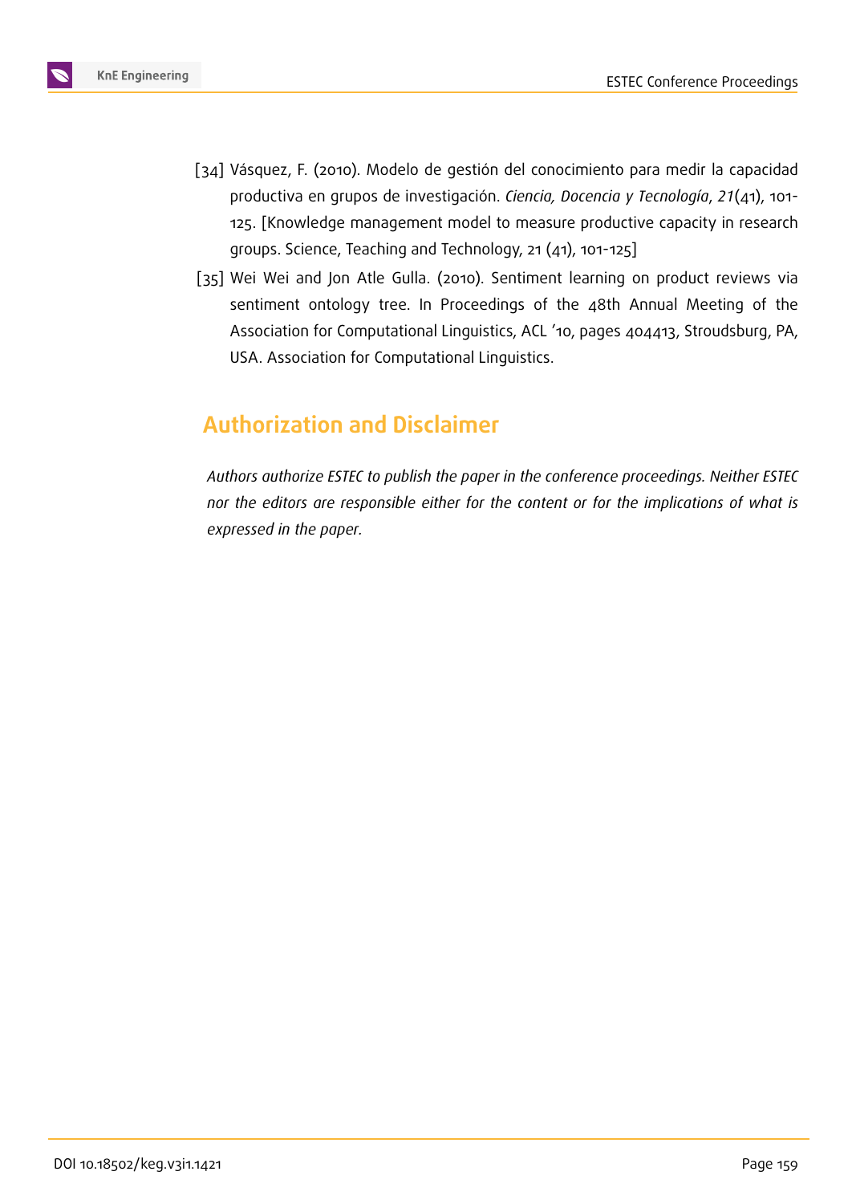[34] Vásquez, F. (2010). Modelo de gestión del conocimiento para medir la capacidad productiva en grupos de investigación. *Ciencia, Docencia y Tecnología*, *21*(41), 101-125. [Knowledge management model to measure productive capacity in research groups. Science, Teaching and Technology, 21 (41), 101-125]

[35] Wei Wei and Jon Atle Gulla. (2010). Sentiment learning on product reviews via sentiment ontology tree. In Proceedings of the 48th Annual Meeting of the Association for Computational Linguistics, ACL '10, pages 404413, Stroudsburg, PA, USA. Association for Computational Linguistics.

## Authorization and Disclaimer

*Authors authorize ESTEC to publish the paper in the conference proceedings. Neither ESTEC nor the editors are responsible either for the content or for the implications of what is expressed in the paper.*